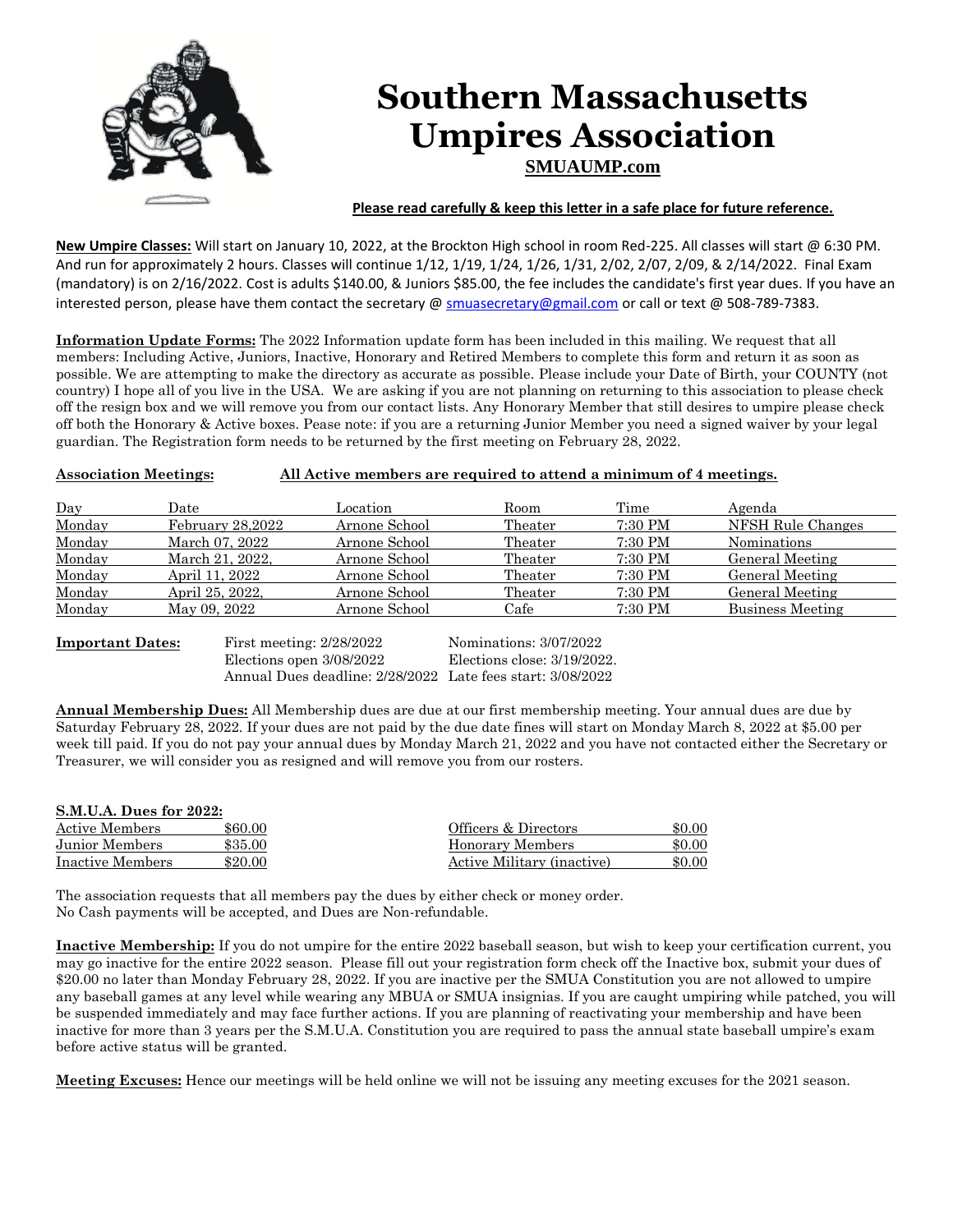# Southern Massachusetts Umpires Association

**SMUAUMP.com**

**Please read carefully & keep this letter in a safe place for future reference.**

**New Umpire Classes:** Will start on January 10, 2022, at the Brockton High school in room Red-225. All classes will start @ 6:30 PM. And run for approximately 2 hours. Classes will continue 1/12, 1/19, 1/24, 1/26, 1/31, 2/02, 2/07, 2/09, & 2/14/2022. Final Exam (mandatory) is on 2/16/2022. Cost is adults $140.00, & Juniors $85.00, the fee includes the candidate's first year dues. If you have an interested person, please have them contact the secretary @ smuasecretary@gmail.com or call or text @ 508-789-7383.

**Information Update Forms:** The 2022 Information update form has been included in this mailing. We request that all members: Including Active, Juniors, Inactive, Honorary and Retired Members to complete this form and return it as soon as possible. We are attempting to make the directory as accurate as possible. Please include your Date of Birth, your COUNTY (not country) I hope all of you live in the USA. We are asking if you are not planning on returning to this association to please check off the resign box and we will remove you from our contact lists. Any Honorary Member that still desires to umpire please check off both the Honorary & Active boxes. Pease note: if you are a returning Junior Member you need a signed waiver by your legal guardian. The Registration form needs to be returned by the first meeting on February 28, 2022.

**Association Meetings:** **All Active members are required to attend a minimum of 4 meetings.**

| Day | Date | Location | Room | Time | Agenda |
|---|---|---|---|---|---|
| Monday | February 28,2022 | Arnone School | Theater | 7:30 PM | NFSH Rule Changes |
| Monday | March 07, 2022 | Arnone School | Theater | 7:30 PM | Nominations |
| Monday | March 21, 2022, | Arnone School | Theater | 7:30 PM | General Meeting |
| Monday | April 11, 2022 | Arnone School | Theater | 7:30 PM | General Meeting |
| Monday | April 25, 2022, | Arnone School | Theater | 7:30 PM | General Meeting |
| Monday | May 09, 2022 | Arnone School | Cafe | 7:30 PM | Business Meeting |

**Important Dates:**

| | |
|---|---|
| First meeting: 2/28/2022 | Nominations: 3/07/2022 |
| Elections open 3/08/2022 | Elections close: 3/19/2022. |
| Annual Dues deadline: 2/28/2022 | Late fees start: 3/08/2022 |

**Annual Membership Dues:** All Membership dues are due at our first membership meeting. Your annual dues are due by Saturday February 28, 2022. If your dues are not paid by the due date fines will start on Monday March 8, 2022 at $5.00 per week till paid. If you do not pay your annual dues by Monday March 21, 2022 and you have not contacted either the Secretary or Treasurer, we will consider you as resigned and will remove you from our rosters.

**S.M.U.A. Dues for 2022:**

| | | | |
|---|---|---|---|
| Active Members | $60.00 | Officers & Directors | $0.00 |
| Junior Members | $35.00 | Honorary Members | $0.00 |
| Inactive Members | $20.00 | Active Military (inactive) | $0.00 |

The association requests that all members pay the dues by either check or money order.
No Cash payments will be accepted, and Dues are Non-refundable.

**Inactive Membership:** If you do not umpire for the entire 2022 baseball season, but wish to keep your certification current, you may go inactive for the entire 2022 season. Please fill out your registration form check off the Inactive box, submit your dues of $20.00 no later than Monday February 28, 2022. If you are inactive per the SMUA Constitution you are not allowed to umpire any baseball games at any level while wearing any MBUA or SMUA insignias. If you are caught umpiring while patched, you will be suspended immediately and may face further actions. If you are planning of reactivating your membership and have been inactive for more than 3 years per the S.M.U.A. Constitution you are required to pass the annual state baseball umpire's exam before active status will be granted.

**Meeting Excuses:** Hence our meetings will be held online we will not be issuing any meeting excuses for the 2021 season.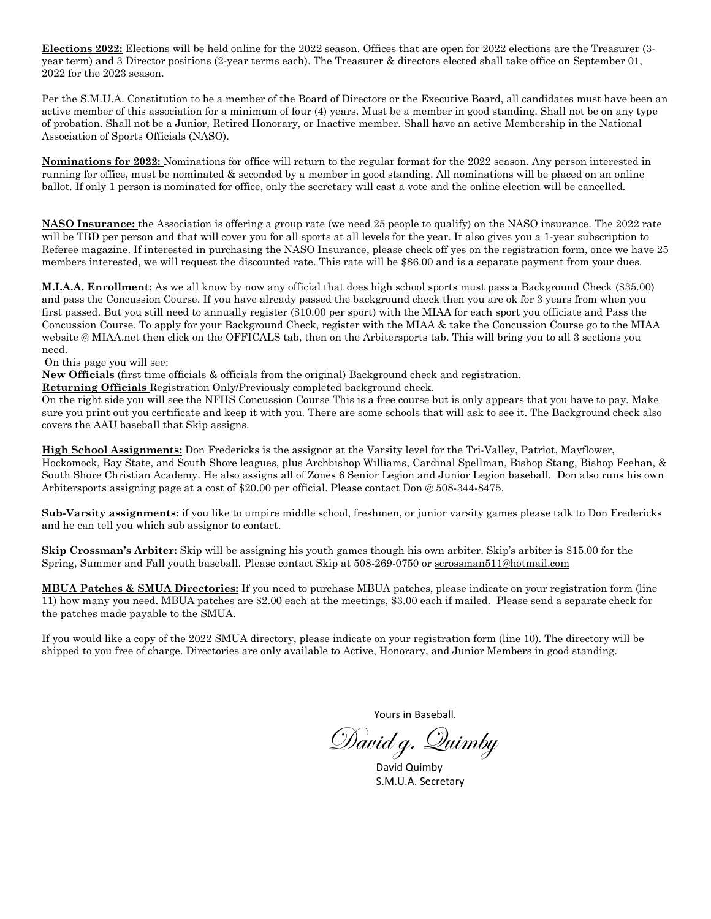**Elections 2022:** Elections will be held online for the 2022 season. Offices that are open for 2022 elections are the Treasurer (3-year term) and 3 Director positions (2-year terms each). The Treasurer & directors elected shall take office on September 01, 2022 for the 2023 season.

Per the S.M.U.A. Constitution to be a member of the Board of Directors or the Executive Board, all candidates must have been an active member of this association for a minimum of four (4) years. Must be a member in good standing. Shall not be on any type of probation. Shall not be a Junior, Retired Honorary, or Inactive member. Shall have an active Membership in the National Association of Sports Officials (NASO).

**Nominations for 2022:** Nominations for office will return to the regular format for the 2022 season. Any person interested in running for office, must be nominated & seconded by a member in good standing. All nominations will be placed on an online ballot. If only 1 person is nominated for office, only the secretary will cast a vote and the online election will be cancelled.

**NASO Insurance:** the Association is offering a group rate (we need 25 people to qualify) on the NASO insurance. The 2022 rate will be TBD per person and that will cover you for all sports at all levels for the year. It also gives you a 1-year subscription to Referee magazine. If interested in purchasing the NASO Insurance, please check off yes on the registration form, once we have 25 members interested, we will request the discounted rate. This rate will be $86.00 and is a separate payment from your dues.

**M.I.A.A. Enrollment:** As we all know by now any official that does high school sports must pass a Background Check ($35.00) and pass the Concussion Course. If you have already passed the background check then you are ok for 3 years from when you first passed. But you still need to annually register ($10.00 per sport) with the MIAA for each sport you officiate and Pass the Concussion Course. To apply for your Background Check, register with the MIAA & take the Concussion Course go to the MIAA website @ MIAA.net then click on the OFFICALS tab, then on the Arbitersports tab. This will bring you to all 3 sections you need.

On this page you will see:

**New Officials** (first time officials & officials from the original) Background check and registration.

**Returning Officials** Registration Only/Previously completed background check.

On the right side you will see the NFHS Concussion Course This is a free course but is only appears that you have to pay. Make sure you print out you certificate and keep it with you. There are some schools that will ask to see it. The Background check also covers the AAU baseball that Skip assigns.

**High School Assignments:** Don Fredericks is the assignor at the Varsity level for the Tri-Valley, Patriot, Mayflower, Hockomock, Bay State, and South Shore leagues, plus Archbishop Williams, Cardinal Spellman, Bishop Stang, Bishop Feehan, & South Shore Christian Academy. He also assigns all of Zones 6 Senior Legion and Junior Legion baseball. Don also runs his own Arbitersports assigning page at a cost of $20.00 per official. Please contact Don @ 508-344-8475.

**Sub-Varsity assignments:** if you like to umpire middle school, freshmen, or junior varsity games please talk to Don Fredericks and he can tell you which sub assignor to contact.

**Skip Crossman's Arbiter:** Skip will be assigning his youth games though his own arbiter. Skip's arbiter is $15.00 for the Spring, Summer and Fall youth baseball. Please contact Skip at 508-269-0750 or scrossman511@hotmail.com

**MBUA Patches & SMUA Directories:** If you need to purchase MBUA patches, please indicate on your registration form (line 11) how many you need. MBUA patches are $2.00 each at the meetings, $3.00 each if mailed. Please send a separate check for the patches made payable to the SMUA.

If you would like a copy of the 2022 SMUA directory, please indicate on your registration form (line 10). The directory will be shipped to you free of charge. Directories are only available to Active, Honorary, and Junior Members in good standing.

Yours in Baseball.

*David g. Quimby*

David Quimby
S.M.U.A. Secretary